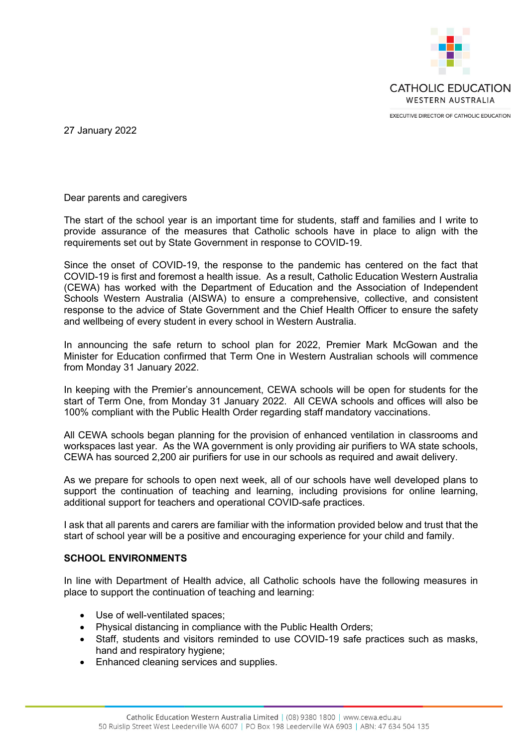CATHOLIC EDUCATION
WESTERN AUSTRALIA

EXECUTIVE DIRECTOR OF CATHOLIC EDUCATION

27 January 2022

Dear parents and caregivers

The start of the school year is an important time for students, staff and families and I write to provide assurance of the measures that Catholic schools have in place to align with the requirements set out by State Government in response to COVID-19.

Since the onset of COVID-19, the response to the pandemic has centered on the fact that COVID-19 is first and foremost a health issue. As a result, Catholic Education Western Australia (CEWA) has worked with the Department of Education and the Association of Independent Schools Western Australia (AISWA) to ensure a comprehensive, collective, and consistent response to the advice of State Government and the Chief Health Officer to ensure the safety and wellbeing of every student in every school in Western Australia.

In announcing the safe return to school plan for 2022, Premier Mark McGowan and the Minister for Education confirmed that Term One in Western Australian schools will commence from Monday 31 January 2022.

In keeping with the Premier's announcement, CEWA schools will be open for students for the start of Term One, from Monday 31 January 2022. All CEWA schools and offices will also be 100% compliant with the Public Health Order regarding staff mandatory vaccinations.

All CEWA schools began planning for the provision of enhanced ventilation in classrooms and workspaces last year. As the WA government is only providing air purifiers to WA state schools, CEWA has sourced 2,200 air purifiers for use in our schools as required and await delivery.

As we prepare for schools to open next week, all of our schools have well developed plans to support the continuation of teaching and learning, including provisions for online learning, additional support for teachers and operational COVID-safe practices.

I ask that all parents and carers are familiar with the information provided below and trust that the start of school year will be a positive and encouraging experience for your child and family.

**SCHOOL ENVIRONMENTS**

In line with Department of Health advice, all Catholic schools have the following measures in place to support the continuation of teaching and learning:

- Use of well-ventilated spaces;
- Physical distancing in compliance with the Public Health Orders;
- Staff, students and visitors reminded to use COVID-19 safe practices such as masks, hand and respiratory hygiene;
- Enhanced cleaning services and supplies.

Catholic Education Western Australia Limited | (08) 9380 1800 | www.cewa.edu.au
50 Ruislip Street West Leederville WA 6007 | PO Box 198 Leederville WA 6903 | ABN: 47 634 504 135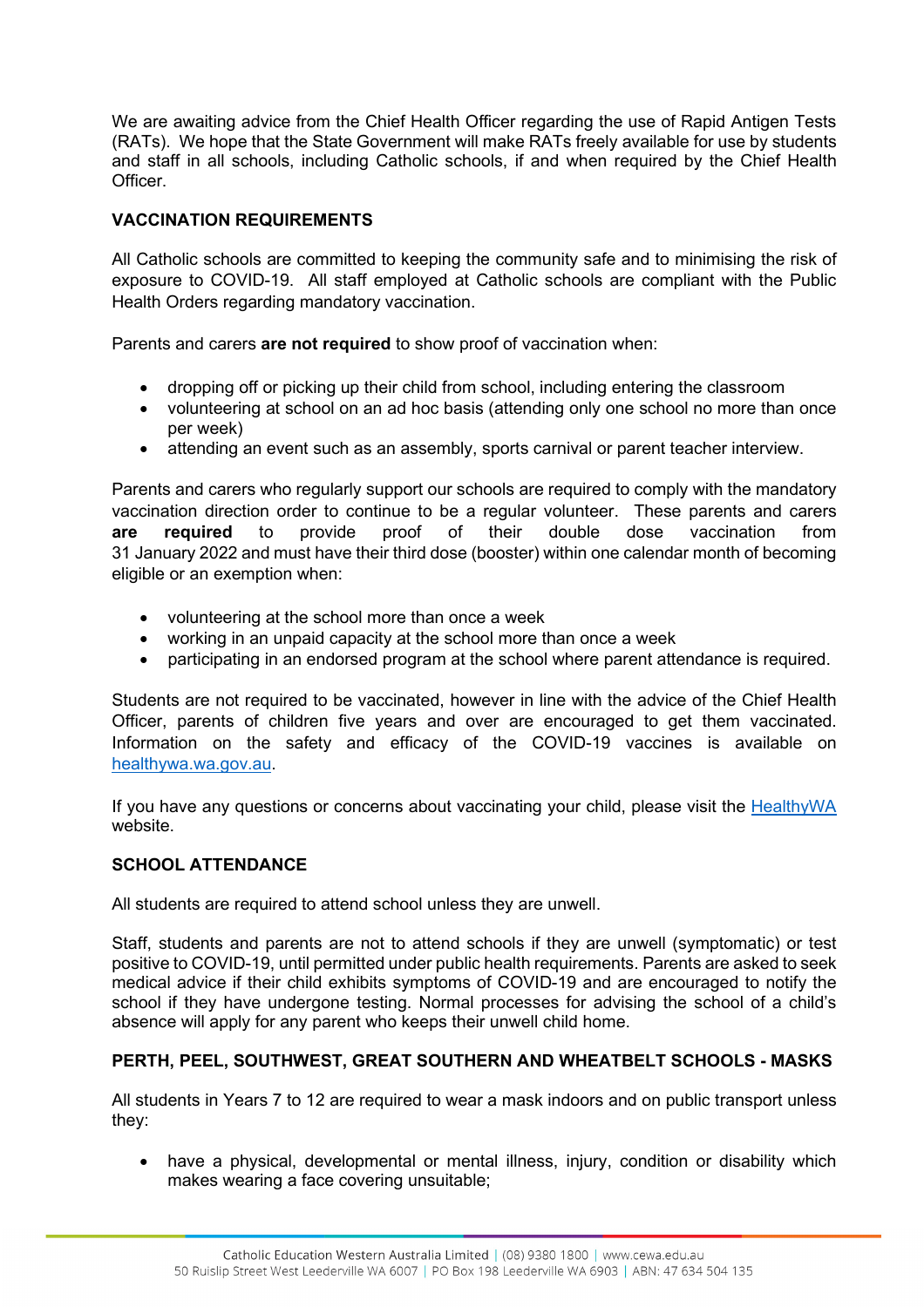We are awaiting advice from the Chief Health Officer regarding the use of Rapid Antigen Tests (RATs). We hope that the State Government will make RATs freely available for use by students and staff in all schools, including Catholic schools, if and when required by the Chief Health Officer.

**VACCINATION REQUIREMENTS**

All Catholic schools are committed to keeping the community safe and to minimising the risk of exposure to COVID-19. All staff employed at Catholic schools are compliant with the Public Health Orders regarding mandatory vaccination.

Parents and carers **are not required** to show proof of vaccination when:

- dropping off or picking up their child from school, including entering the classroom
- volunteering at school on an ad hoc basis (attending only one school no more than once per week)
- attending an event such as an assembly, sports carnival or parent teacher interview.

Parents and carers who regularly support our schools are required to comply with the mandatory vaccination direction order to continue to be a regular volunteer. These parents and carers **are required** to provide proof of their double dose vaccination from 31 January 2022 and must have their third dose (booster) within one calendar month of becoming eligible or an exemption when:

- volunteering at the school more than once a week
- working in an unpaid capacity at the school more than once a week
- participating in an endorsed program at the school where parent attendance is required.

Students are not required to be vaccinated, however in line with the advice of the Chief Health Officer, parents of children five years and over are encouraged to get them vaccinated. Information on the safety and efficacy of the COVID-19 vaccines is available on healthywa.wa.gov.au.

If you have any questions or concerns about vaccinating your child, please visit the HealthyWA website.

**SCHOOL ATTENDANCE**

All students are required to attend school unless they are unwell.

Staff, students and parents are not to attend schools if they are unwell (symptomatic) or test positive to COVID-19, until permitted under public health requirements. Parents are asked to seek medical advice if their child exhibits symptoms of COVID-19 and are encouraged to notify the school if they have undergone testing. Normal processes for advising the school of a child's absence will apply for any parent who keeps their unwell child home.

**PERTH, PEEL, SOUTHWEST, GREAT SOUTHERN AND WHEATBELT SCHOOLS - MASKS**

All students in Years 7 to 12 are required to wear a mask indoors and on public transport unless they:

- have a physical, developmental or mental illness, injury, condition or disability which makes wearing a face covering unsuitable;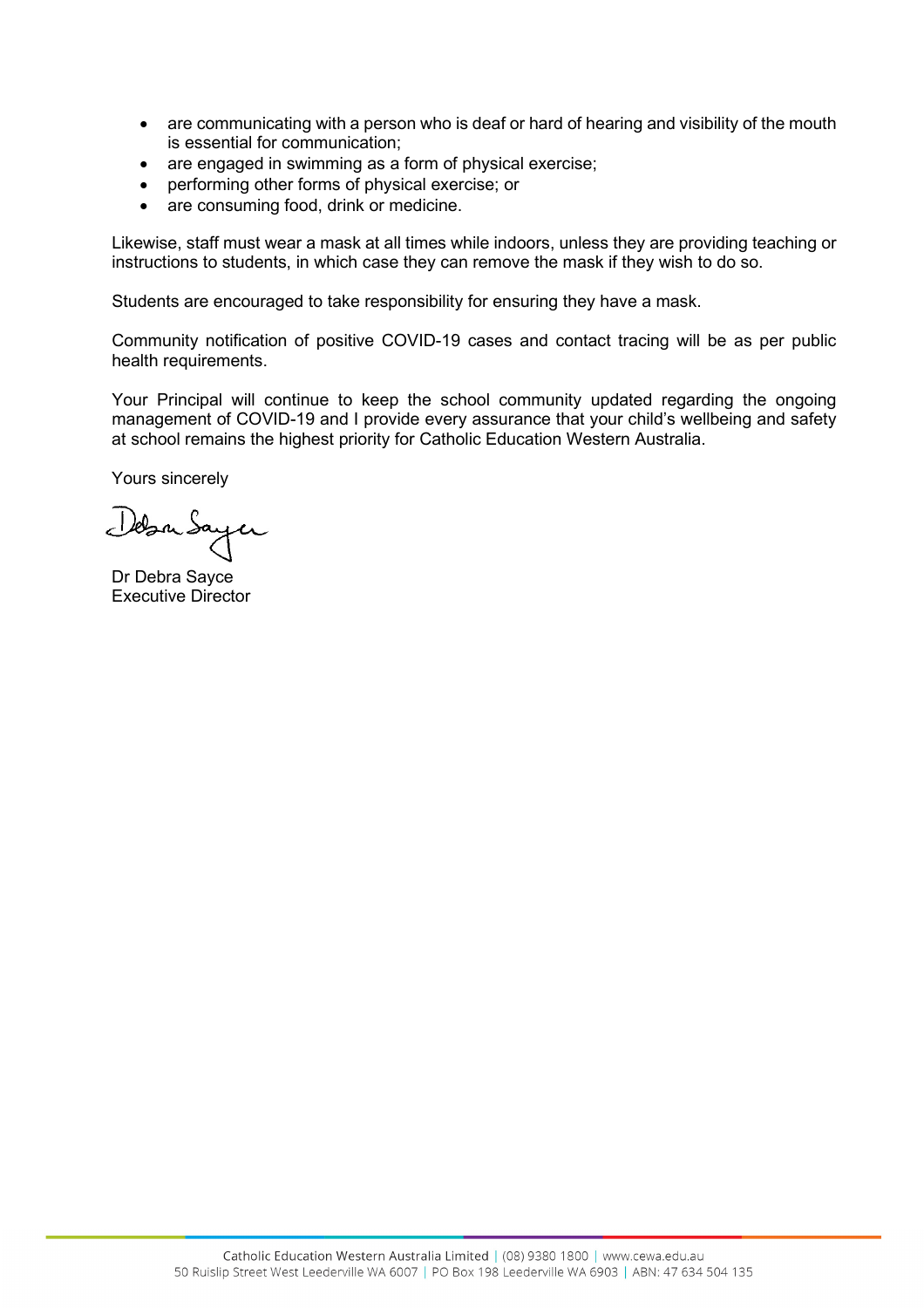- are communicating with a person who is deaf or hard of hearing and visibility of the mouth is essential for communication;
- are engaged in swimming as a form of physical exercise;
- performing other forms of physical exercise; or
- are consuming food, drink or medicine.

Likewise, staff must wear a mask at all times while indoors, unless they are providing teaching or instructions to students, in which case they can remove the mask if they wish to do so.

Students are encouraged to take responsibility for ensuring they have a mask.

Community notification of positive COVID-19 cases and contact tracing will be as per public health requirements.

Your Principal will continue to keep the school community updated regarding the ongoing management of COVID-19 and I provide every assurance that your child's wellbeing and safety at school remains the highest priority for Catholic Education Western Australia.

Yours sincerely

Dr Debra Sayce
Executive Director